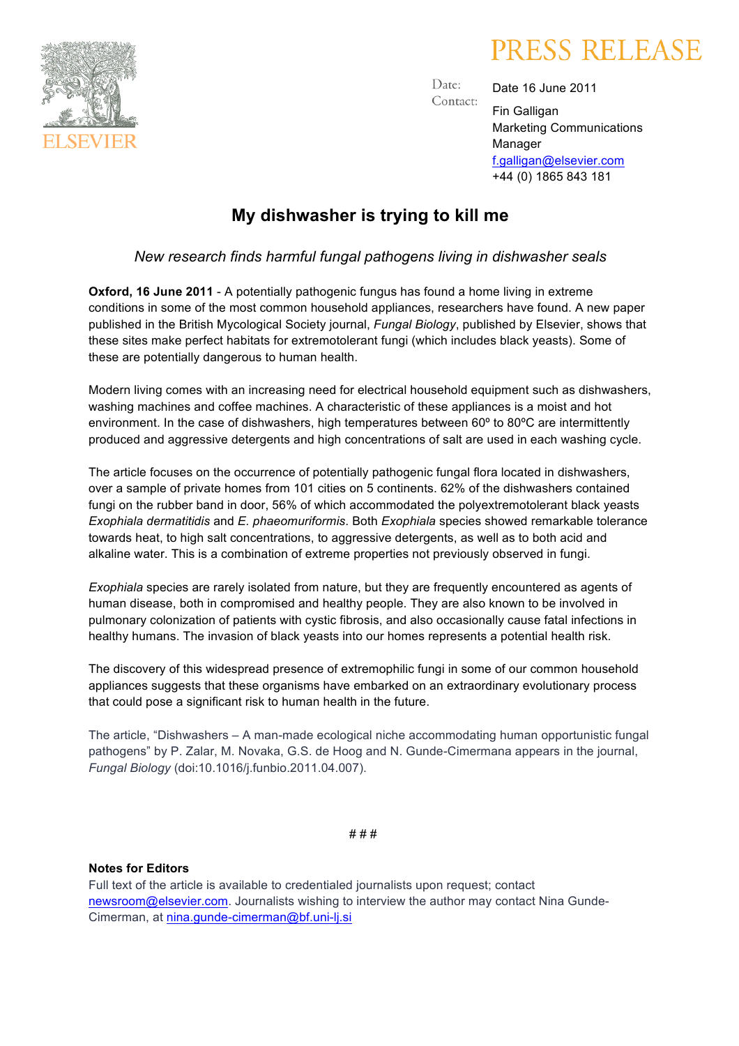ELSEVIER

# PRESS RELEASE

Date: Date 16 June 2011

Contact: Fin Galligan
Marketing Communications Manager
f.galligan@elsevier.com
+44 (0) 1865 843 181

## My dishwasher is trying to kill me

*New research finds harmful fungal pathogens living in dishwasher seals*

**Oxford, 16 June 2011** - A potentially pathogenic fungus has found a home living in extreme conditions in some of the most common household appliances, researchers have found. A new paper published in the British Mycological Society journal, *Fungal Biology*, published by Elsevier, shows that these sites make perfect habitats for extremotolerant fungi (which includes black yeasts). Some of these are potentially dangerous to human health.

Modern living comes with an increasing need for electrical household equipment such as dishwashers, washing machines and coffee machines. A characteristic of these appliances is a moist and hot environment. In the case of dishwashers, high temperatures between 60º to 80ºC are intermittently produced and aggressive detergents and high concentrations of salt are used in each washing cycle.

The article focuses on the occurrence of potentially pathogenic fungal flora located in dishwashers, over a sample of private homes from 101 cities on 5 continents. 62% of the dishwashers contained fungi on the rubber band in door, 56% of which accommodated the polyextremotolerant black yeasts *Exophiala dermatitidis* and *E. phaeomuriformis*. Both *Exophiala* species showed remarkable tolerance towards heat, to high salt concentrations, to aggressive detergents, as well as to both acid and alkaline water. This is a combination of extreme properties not previously observed in fungi.

*Exophiala* species are rarely isolated from nature, but they are frequently encountered as agents of human disease, both in compromised and healthy people. They are also known to be involved in pulmonary colonization of patients with cystic fibrosis, and also occasionally cause fatal infections in healthy humans. The invasion of black yeasts into our homes represents a potential health risk.

The discovery of this widespread presence of extremophilic fungi in some of our common household appliances suggests that these organisms have embarked on an extraordinary evolutionary process that could pose a significant risk to human health in the future.

The article, "Dishwashers – A man-made ecological niche accommodating human opportunistic fungal pathogens" by P. Zalar, M. Novaka, G.S. de Hoog and N. Gunde-Cimermana appears in the journal, *Fungal Biology* (doi:10.1016/j.funbio.2011.04.007).

###

**Notes for Editors**

Full text of the article is available to credentialed journalists upon request; contact newsroom@elsevier.com. Journalists wishing to interview the author may contact Nina Gunde-Cimerman, at nina.gunde-cimerman@bf.uni-lj.si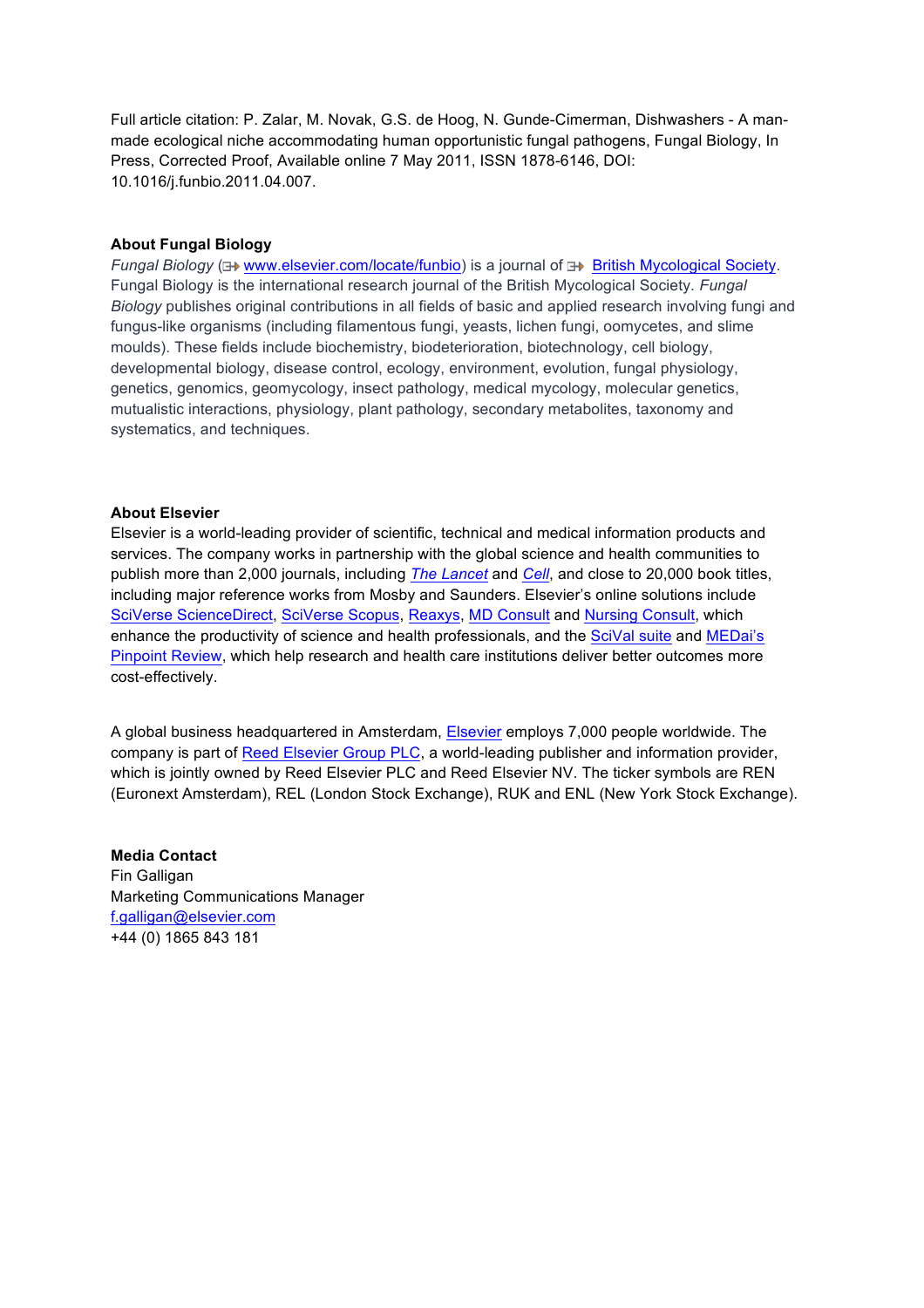Full article citation: P. Zalar, M. Novak, G.S. de Hoog, N. Gunde-Cimerman, Dishwashers - A man-made ecological niche accommodating human opportunistic fungal pathogens, Fungal Biology, In Press, Corrected Proof, Available online 7 May 2011, ISSN 1878-6146, DOI: 10.1016/j.funbio.2011.04.007.

**About Fungal Biology**

*Fungal Biology* (www.elsevier.com/locate/funbio) is a journal of British Mycological Society. Fungal Biology is the international research journal of the British Mycological Society. *Fungal Biology* publishes original contributions in all fields of basic and applied research involving fungi and fungus-like organisms (including filamentous fungi, yeasts, lichen fungi, oomycetes, and slime moulds). These fields include biochemistry, biodeterioration, biotechnology, cell biology, developmental biology, disease control, ecology, environment, evolution, fungal physiology, genetics, genomics, geomycology, insect pathology, medical mycology, molecular genetics, mutualistic interactions, physiology, plant pathology, secondary metabolites, taxonomy and systematics, and techniques.

**About Elsevier**

Elsevier is a world-leading provider of scientific, technical and medical information products and services. The company works in partnership with the global science and health communities to publish more than 2,000 journals, including *The Lancet* and *Cell*, and close to 20,000 book titles, including major reference works from Mosby and Saunders. Elsevier's online solutions include SciVerse ScienceDirect, SciVerse Scopus, Reaxys, MD Consult and Nursing Consult, which enhance the productivity of science and health professionals, and the SciVal suite and MEDai's Pinpoint Review, which help research and health care institutions deliver better outcomes more cost-effectively.

A global business headquartered in Amsterdam, Elsevier employs 7,000 people worldwide. The company is part of Reed Elsevier Group PLC, a world-leading publisher and information provider, which is jointly owned by Reed Elsevier PLC and Reed Elsevier NV. The ticker symbols are REN (Euronext Amsterdam), REL (London Stock Exchange), RUK and ENL (New York Stock Exchange).

**Media Contact**

Fin Galligan
Marketing Communications Manager
f.galligan@elsevier.com
+44 (0) 1865 843 181